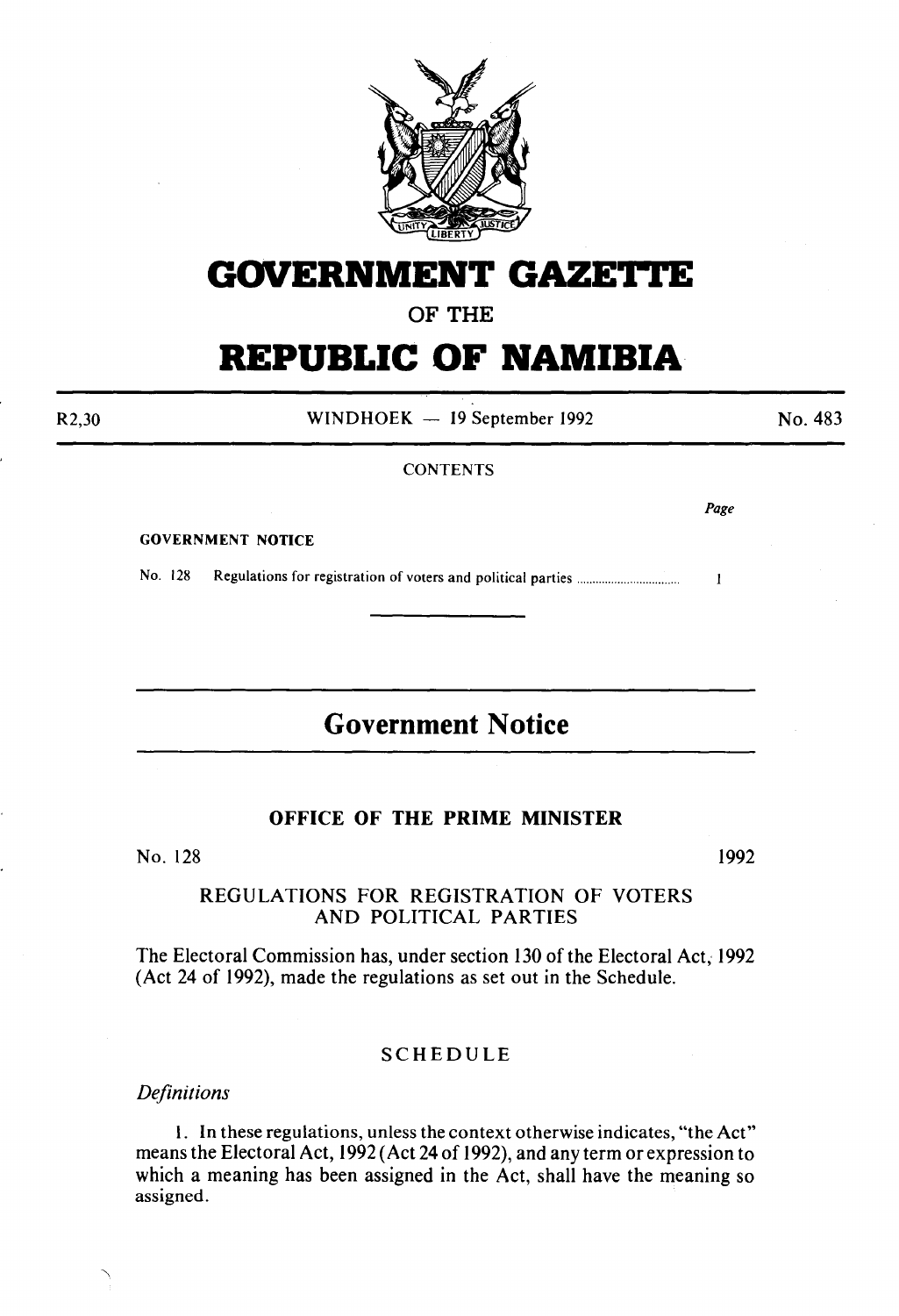# GOVERNMENT GAZETTE

OF THE

# REPUBLIC OF NAMIBIA

R2,30 | WINDHOEK — 19 September 1992 | No. 483

CONTENTS

| | Page |
|---|---|
| **GOVERNMENT NOTICE** | |
| No. 128 Regulations for registration of voters and political parties ................................ | 1 |

## Government Notice

### OFFICE OF THE PRIME MINISTER

No. 128 1992

REGULATIONS FOR REGISTRATION OF VOTERS AND POLITICAL PARTIES

The Electoral Commission has, under section 130 of the Electoral Act, 1992 (Act 24 of 1992), made the regulations as set out in the Schedule.

SCHEDULE

*Definitions*

1. In these regulations, unless the context otherwise indicates, "the Act" means the Electoral Act, 1992 (Act 24 of 1992), and any term or expression to which a meaning has been assigned in the Act, shall have the meaning so assigned.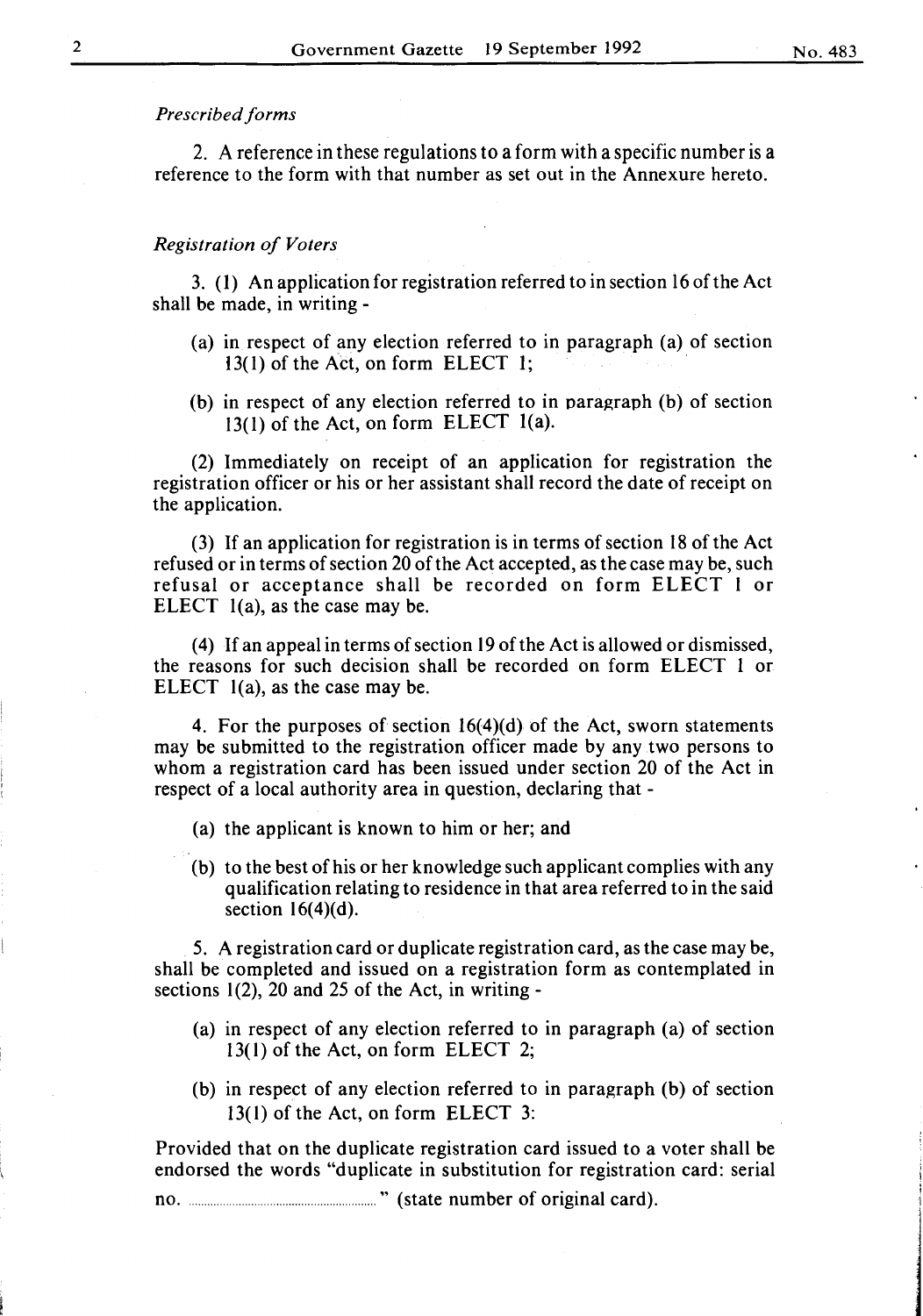*Prescribed forms*

2. A reference in these regulations to a form with a specific number is a reference to the form with that number as set out in the Annexure hereto.

*Registration of Voters*

3. (1) An application for registration referred to in section 16 of the Act shall be made, in writing -

(a) in respect of any election referred to in paragraph (a) of section 13(1) of the Act, on form ELECT 1;

(b) in respect of any election referred to in paragraph (b) of section 13(1) of the Act, on form ELECT 1(a).

(2) Immediately on receipt of an application for registration the registration officer or his or her assistant shall record the date of receipt on the application.

(3) If an application for registration is in terms of section 18 of the Act refused or in terms of section 20 of the Act accepted, as the case may be, such refusal or acceptance shall be recorded on form ELECT 1 or ELECT 1(a), as the case may be.

(4) If an appeal in terms of section 19 of the Act is allowed or dismissed, the reasons for such decision shall be recorded on form ELECT 1 or ELECT 1(a), as the case may be.

4. For the purposes of section 16(4)(d) of the Act, sworn statements may be submitted to the registration officer made by any two persons to whom a registration card has been issued under section 20 of the Act in respect of a local authority area in question, declaring that -

(a) the applicant is known to him or her; and

(b) to the best of his or her knowledge such applicant complies with any qualification relating to residence in that area referred to in the said section 16(4)(d).

5. A registration card or duplicate registration card, as the case may be, shall be completed and issued on a registration form as contemplated in sections 1(2), 20 and 25 of the Act, in writing -

(a) in respect of any election referred to in paragraph (a) of section 13(1) of the Act, on form ELECT 2;

(b) in respect of any election referred to in paragraph (b) of section 13(1) of the Act, on form ELECT 3:

Provided that on the duplicate registration card issued to a voter shall be endorsed the words "duplicate in substitution for registration card: serial no. ........................................" (state number of original card).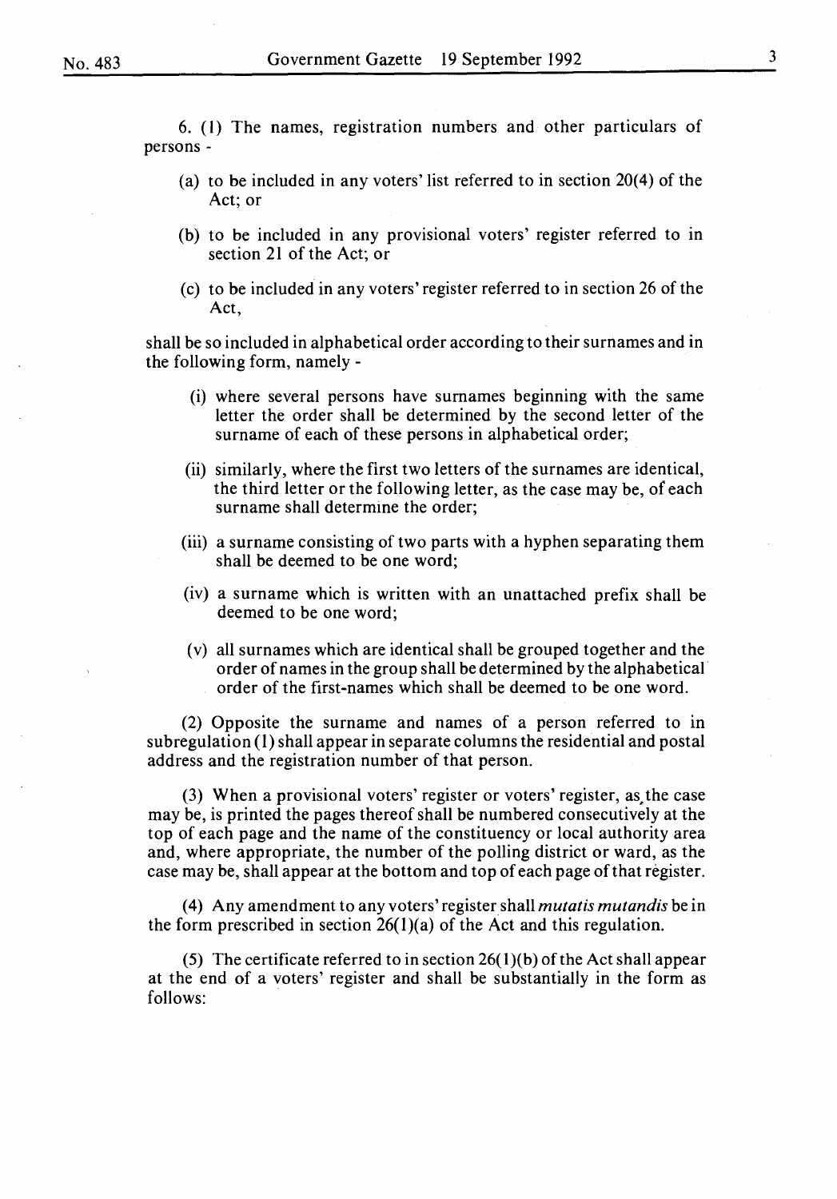6. (1) The names, registration numbers and other particulars of persons -

(a) to be included in any voters' list referred to in section 20(4) of the Act; or

(b) to be included in any provisional voters' register referred to in section 21 of the Act; or

(c) to be included in any voters' register referred to in section 26 of the Act,

shall be so included in alphabetical order according to their surnames and in the following form, namely -

(i) where several persons have surnames beginning with the same letter the order shall be determined by the second letter of the surname of each of these persons in alphabetical order;

(ii) similarly, where the first two letters of the surnames are identical, the third letter or the following letter, as the case may be, of each surname shall determine the order;

(iii) a surname consisting of two parts with a hyphen separating them shall be deemed to be one word;

(iv) a surname which is written with an unattached prefix shall be deemed to be one word;

(v) all surnames which are identical shall be grouped together and the order of names in the group shall be determined by the alphabetical order of the first-names which shall be deemed to be one word.

(2) Opposite the surname and names of a person referred to in subregulation (1) shall appear in separate columns the residential and postal address and the registration number of that person.

(3) When a provisional voters' register or voters' register, as the case may be, is printed the pages thereof shall be numbered consecutively at the top of each page and the name of the constituency or local authority area and, where appropriate, the number of the polling district or ward, as the case may be, shall appear at the bottom and top of each page of that register.

(4) Any amendment to any voters' register shall *mutatis mutandis* be in the form prescribed in section 26(1)(a) of the Act and this regulation.

(5) The certificate referred to in section 26(1)(b) of the Act shall appear at the end of a voters' register and shall be substantially in the form as follows: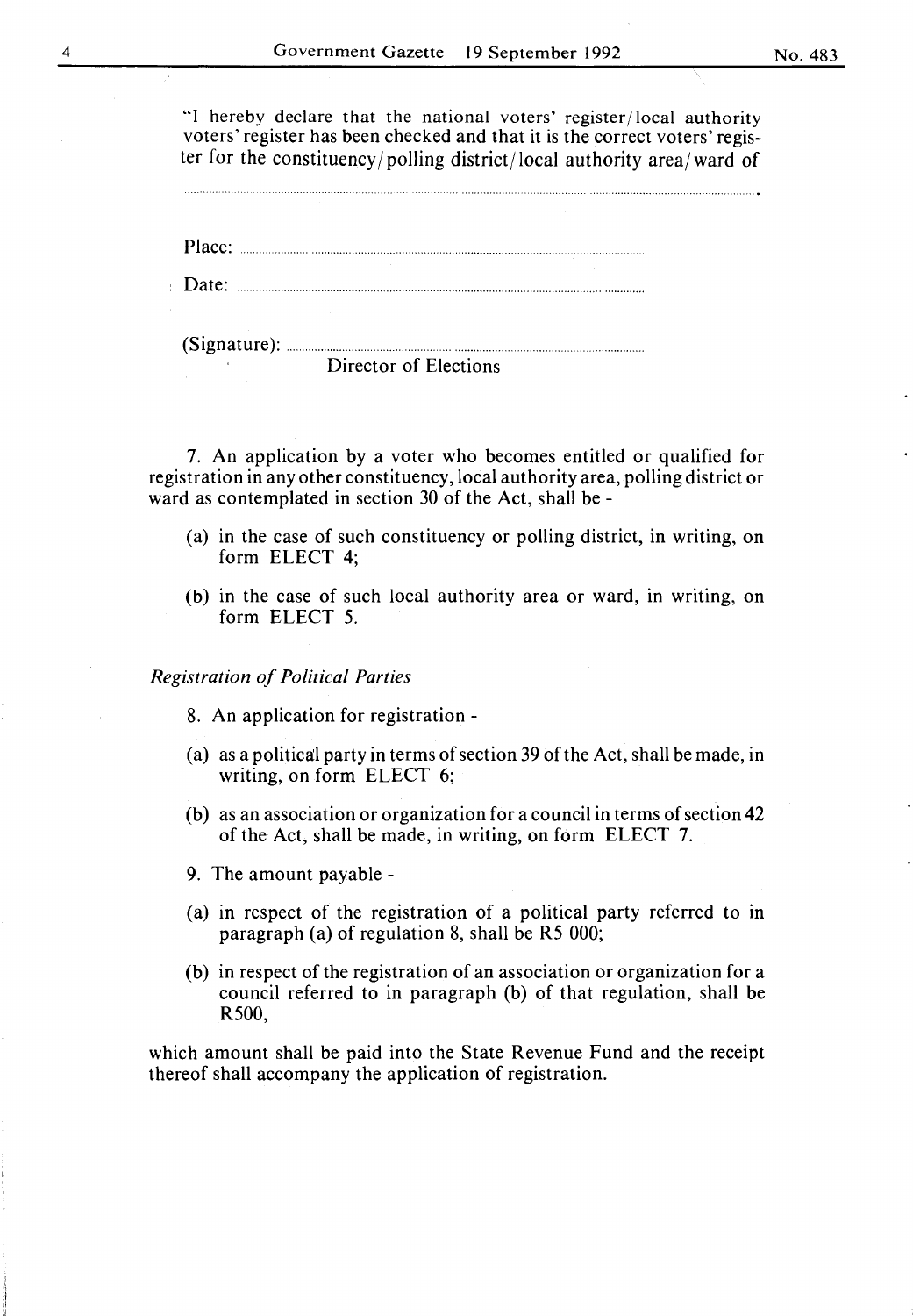"I hereby declare that the national voters' register/local authority voters' register has been checked and that it is the correct voters' register for the constituency/polling district/local authority area/ward of

..............................................................................................................................................................

Place: ..............................................................................................

Date: ..............................................................................................

(Signature): ......................................................................................
Director of Elections

7. An application by a voter who becomes entitled or qualified for registration in any other constituency, local authority area, polling district or ward as contemplated in section 30 of the Act, shall be -

(a) in the case of such constituency or polling district, in writing, on form ELECT 4;

(b) in the case of such local authority area or ward, in writing, on form ELECT 5.

*Registration of Political Parties*

8. An application for registration -

(a) as a political party in terms of section 39 of the Act, shall be made, in writing, on form ELECT 6;

(b) as an association or organization for a council in terms of section 42 of the Act, shall be made, in writing, on form ELECT 7.

9. The amount payable -

(a) in respect of the registration of a political party referred to in paragraph (a) of regulation 8, shall be R5 000;

(b) in respect of the registration of an association or organization for a council referred to in paragraph (b) of that regulation, shall be R500,

which amount shall be paid into the State Revenue Fund and the receipt thereof shall accompany the application of registration.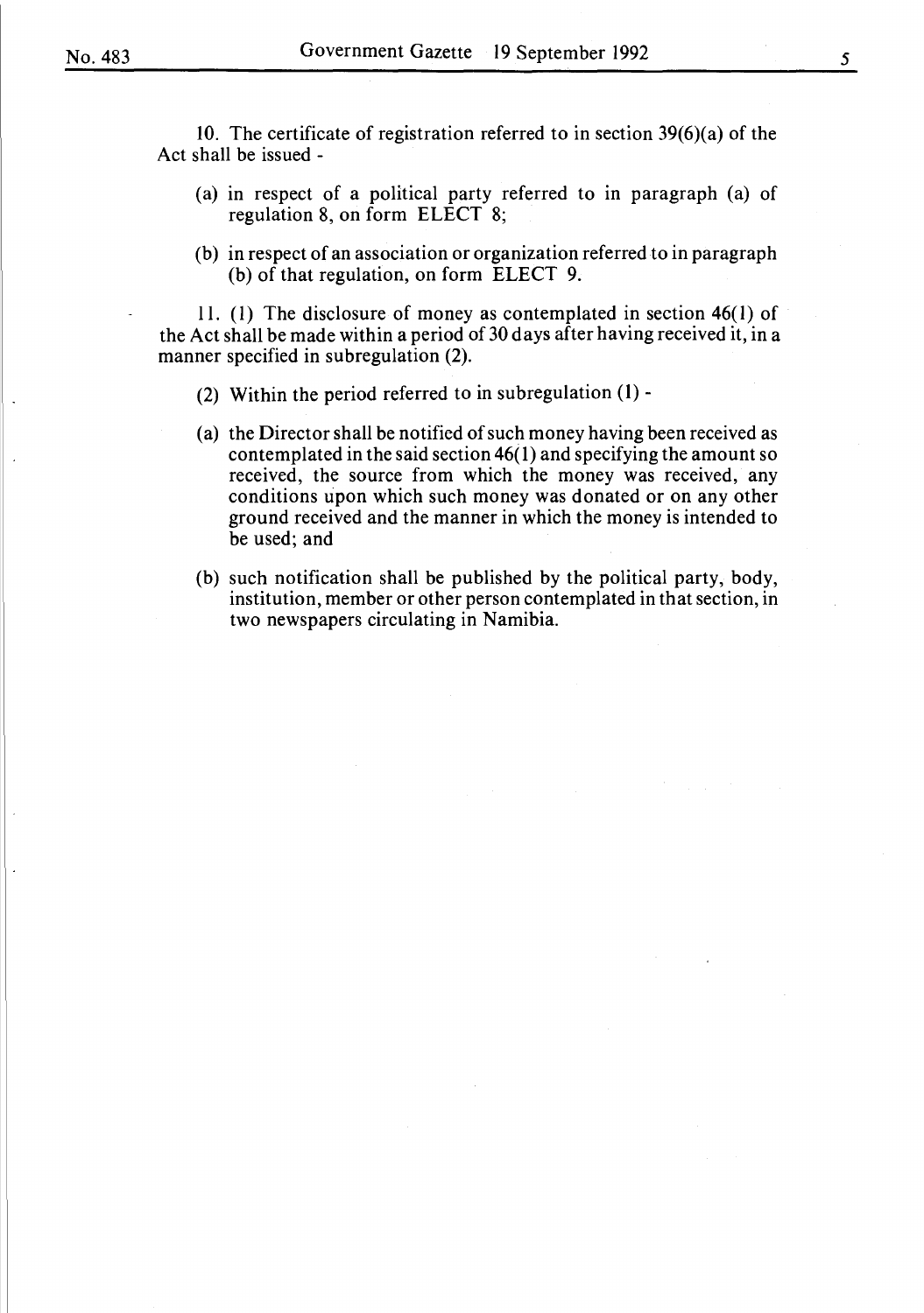10. The certificate of registration referred to in section 39(6)(a) of the Act shall be issued -

(a) in respect of a political party referred to in paragraph (a) of regulation 8, on form ELECT 8;

(b) in respect of an association or organization referred to in paragraph (b) of that regulation, on form ELECT 9.

11. (1) The disclosure of money as contemplated in section 46(1) of the Act shall be made within a period of 30 days after having received it, in a manner specified in subregulation (2).

(2) Within the period referred to in subregulation (1) -

(a) the Director shall be notified of such money having been received as contemplated in the said section 46(1) and specifying the amount so received, the source from which the money was received, any conditions upon which such money was donated or on any other ground received and the manner in which the money is intended to be used; and

(b) such notification shall be published by the political party, body, institution, member or other person contemplated in that section, in two newspapers circulating in Namibia.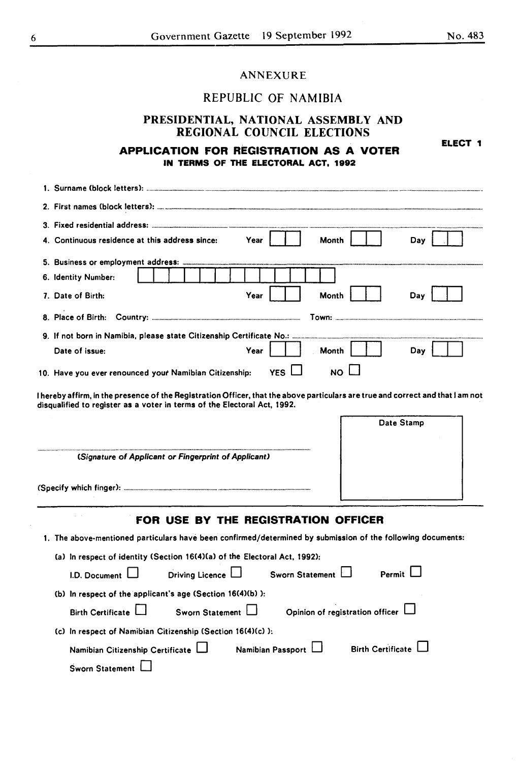ANNEXURE

# REPUBLIC OF NAMIBIA

## PRESIDENTIAL, NATIONAL ASSEMBLY AND REGIONAL COUNCIL ELECTIONS

**ELECT 1**

## APPLICATION FOR REGISTRATION AS A VOTER

**IN TERMS OF THE ELECTORAL ACT, 1992**

1. Surname (block letters): ..............................................................................

2. First names (block letters): ..............................................................................

3. Fixed residential address: ..............................................................................

4. Continuous residence at this address since: Year ☐☐ Month ☐☐ Day ☐☐

5. Business or employment address: ..............................................................................

6. Identity Number: ☐☐☐☐☐☐☐☐☐☐☐☐☐

7. Date of Birth: Year ☐☐ Month ☐☐ Day ☐☐

8. Place of Birth: Country: ........................................ Town: ........................................

9. If not born in Namibia, please state Citizenship Certificate No.: ........................................

   Date of issue: Year ☐☐ Month ☐☐ Day ☐☐

10. Have you ever renounced your Namibian Citizenship: YES ☐ NO ☐

I hereby affirm, in the presence of the Registration Officer, that the above particulars are true and correct and that I am not disqualified to register as a voter in terms of the Electoral Act, 1992.

..............................................................................

*(Signature of Applicant or Fingerprint of Applicant)*

(Specify which finger): ..............................................................................

Date Stamp

## FOR USE BY THE REGISTRATION OFFICER

1. The above-mentioned particulars have been confirmed/determined by submission of the following documents:

   (a) In respect of identity (Section 16(4)(a) of the Electoral Act, 1992):

   I.D. Document ☐ Driving Licence ☐ Sworn Statement ☐ Permit ☐

   (b) In respect of the applicant's age (Section 16(4)(b) ):

   Birth Certificate ☐ Sworn Statement ☐ Opinion of registration officer ☐

   (c) In respect of Namibian Citizenship (Section 16(4)(c) ):

   Namibian Citizenship Certificate ☐ Namibian Passport ☐ Birth Certificate ☐

   Sworn Statement ☐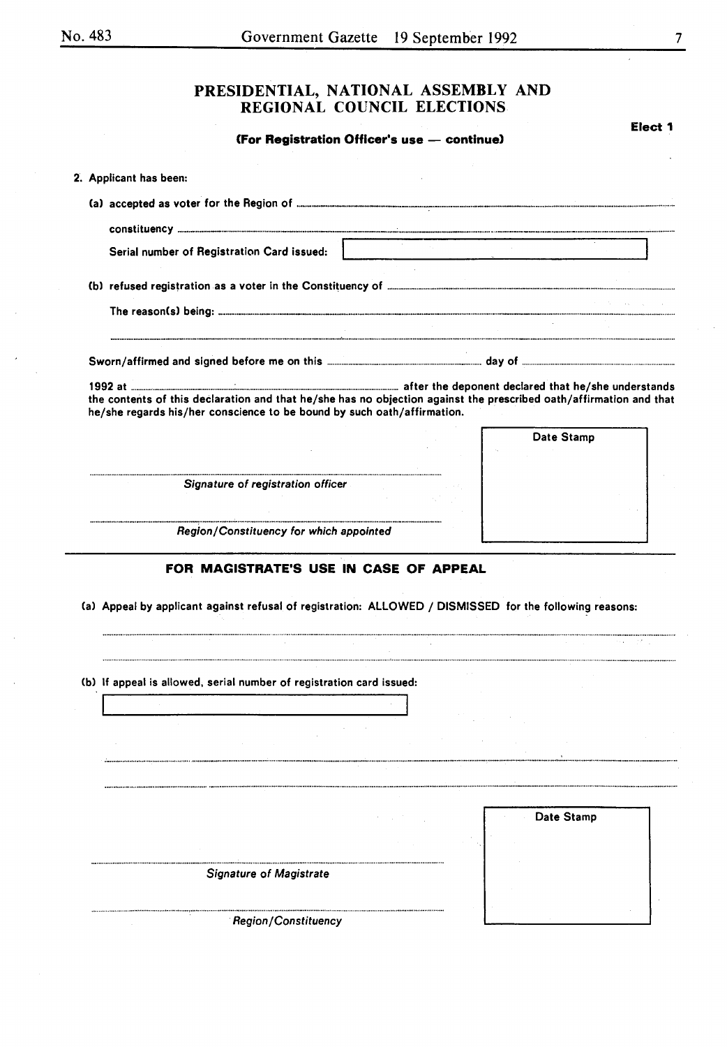## PRESIDENTIAL, NATIONAL ASSEMBLY AND REGIONAL COUNCIL ELECTIONS

**Elect 1**

**(For Registration Officer's use — continue)**

2. Applicant has been:

   (a) accepted as voter for the Region of ..............................................................................

   constituency ..............................................................................

   Serial number of Registration Card issued: [ ]

   (b) refused registration as a voter in the Constituency of ..............................................................................

   The reason(s) being: ..............................................................................

   ..............................................................................

Sworn/affirmed and signed before me on this .............................................. day of ..............................

1992 at .............................................................. after the deponent declared that he/she understands the contents of this declaration and that he/she has no objection against the prescribed oath/affirmation and that he/she regards his/her conscience to be bound by such oath/affirmation.

Date Stamp

..............................................................................

*Signature of registration officer*

..............................................................................

*Region/Constituency for which appointed*

---

### FOR MAGISTRATE'S USE IN CASE OF APPEAL

(a) Appeal by applicant against refusal of registration: ALLOWED / DISMISSED for the following reasons:

..............................................................................

..............................................................................

(b) If appeal is allowed, serial number of registration card issued:

[ ]

..............................................................................

..............................................................................

Date Stamp

..............................................................................

*Signature of Magistrate*

..............................................................................

*Region/Constituency*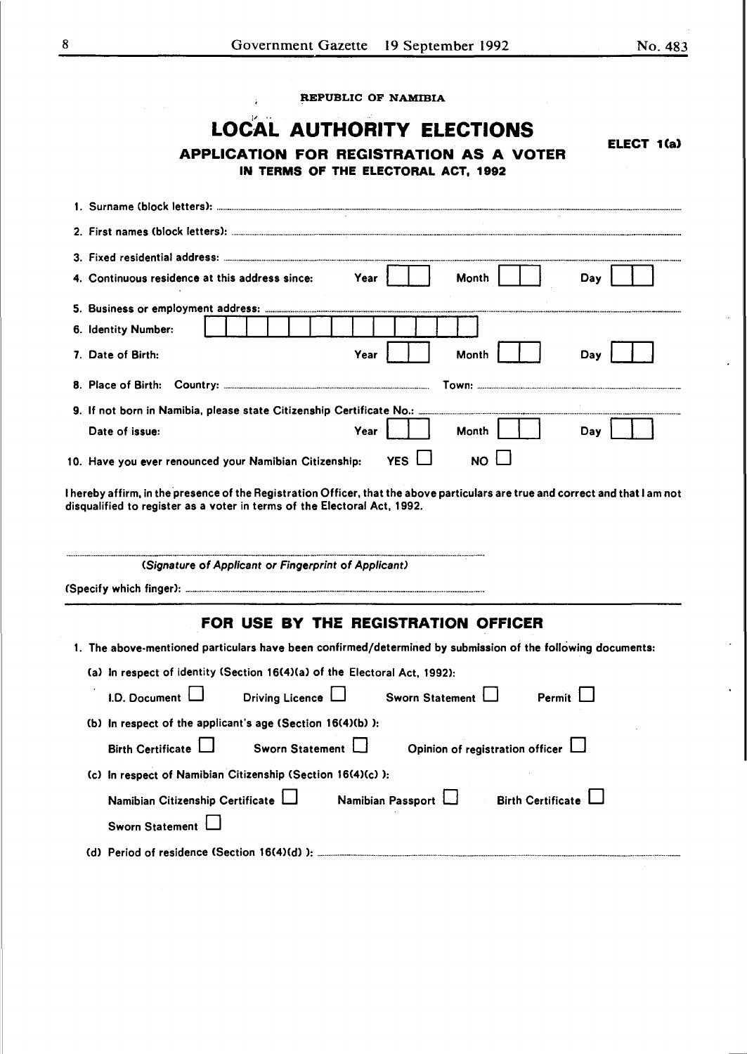REPUBLIC OF NAMIBIA

# LOCAL AUTHORITY ELECTIONS

**ELECT 1(a)**

## APPLICATION FOR REGISTRATION AS A VOTER

### IN TERMS OF THE ELECTORAL ACT, 1992

1. Surname (block letters): ..................................................

2. First names (block letters): ..................................................

3. Fixed residential address: ..................................................

4. Continuous residence at this address since: Year [ ][ ] Month [ ][ ] Day [ ][ ]

5. Business or employment address: ..................................................

6. Identity Number: [ ][ ][ ][ ][ ][ ][ ][ ][ ][ ][ ][ ][ ]

7. Date of Birth: Year [ ][ ] Month [ ][ ] Day [ ][ ]

8. Place of Birth: Country: .................................... Town: ....................................

9. If not born in Namibia, please state Citizenship Certificate No.: ..................................................

   Date of issue: Year [ ][ ] Month [ ][ ] Day [ ][ ]

10. Have you ever renounced your Namibian Citizenship: YES ☐ NO ☐

I hereby affirm, in the presence of the Registration Officer, that the above particulars are true and correct and that I am not disqualified to register as a voter in terms of the Electoral Act, 1992.

..................................................

*(Signature of Applicant or Fingerprint of Applicant)*

(Specify which finger): ..................................................

## FOR USE BY THE REGISTRATION OFFICER

1. The above-mentioned particulars have been confirmed/determined by submission of the following documents:

   (a) In respect of identity (Section 16(4)(a) of the Electoral Act, 1992):

   I.D. Document ☐ Driving Licence ☐ Sworn Statement ☐ Permit ☐

   (b) In respect of the applicant's age (Section 16(4)(b) ):

   Birth Certificate ☐ Sworn Statement ☐ Opinion of registration officer ☐

   (c) In respect of Namibian Citizenship (Section 16(4)(c) ):

   Namibian Citizenship Certificate ☐ Namibian Passport ☐ Birth Certificate ☐

   Sworn Statement ☐

   (d) Period of residence (Section 16(4)(d) ): ..................................................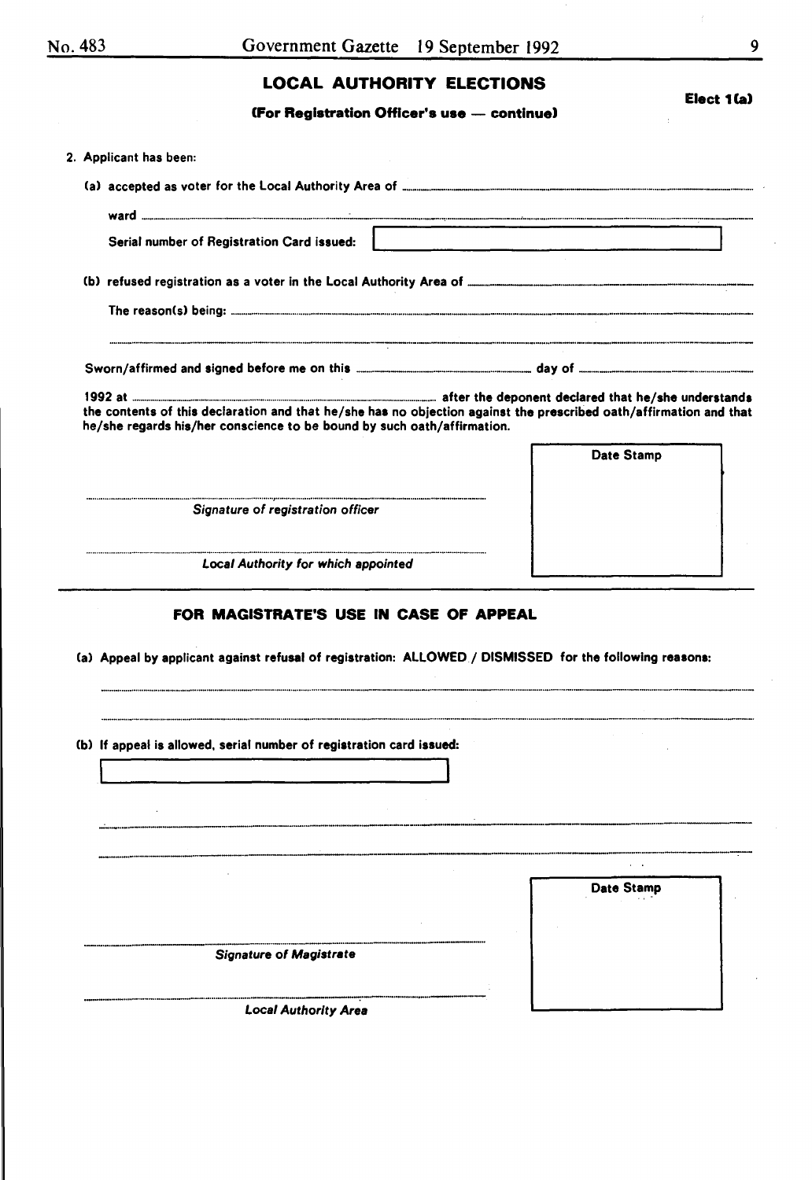## LOCAL AUTHORITY ELECTIONS

**Elect 1(a)**

**(For Registration Officer's use — continue)**

2. Applicant has been:

   (a) accepted as voter for the Local Authority Area of ..............................

   ward ..............................

   Serial number of Registration Card issued: [ ]

   (b) refused registration as a voter in the Local Authority Area of ..............................

   The reason(s) being: ..............................

   ..............................

Sworn/affirmed and signed before me on this .............................. day of ..............................

1992 at .............................. after the deponent declared that he/she understands the contents of this declaration and that he/she has no objection against the prescribed oath/affirmation and that he/she regards his/her conscience to be bound by such oath/affirmation.

Date Stamp

..............................

*Signature of registration officer*

..............................

*Local Authority for which appointed*

---

### FOR MAGISTRATE'S USE IN CASE OF APPEAL

(a) Appeal by applicant against refusal of registration: ALLOWED / DISMISSED for the following reasons:

..............................

..............................

(b) If appeal is allowed, serial number of registration card issued:

[ ]

..............................

..............................

Date Stamp

..............................

*Signature of Magistrate*

..............................

*Local Authority Area*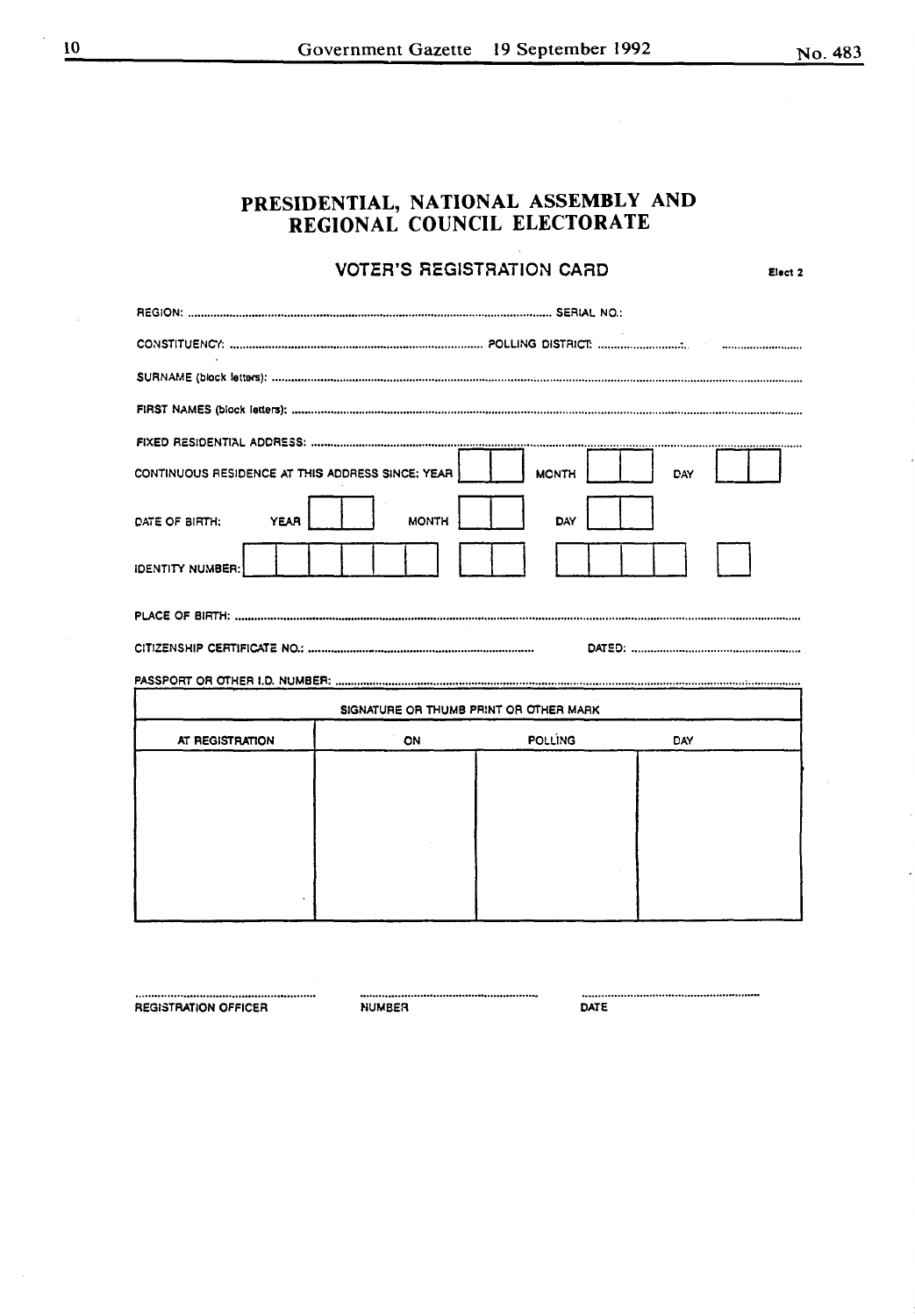# PRESIDENTIAL, NATIONAL ASSEMBLY AND REGIONAL COUNCIL ELECTORATE

## VOTER'S REGISTRATION CARD

Elect 2

REGION: ........................................................................ SERIAL NO.:

CONSTITUENCY: ........................................................................ POLLING DISTRICT: .......................... ..........................

SURNAME (block letters): ........................................................................................................................

FIRST NAMES (block letters): ........................................................................................................................

FIXED RESIDENTIAL ADDRESS: ........................................................................................................................

CONTINUOUS RESIDENCE AT THIS ADDRESS SINCE: YEAR [ | ] MONTH [ | ] DAY [ | ]

DATE OF BIRTH: YEAR [ | ] MONTH [ | ] DAY [ | ]

IDENTITY NUMBER: [ | | | | | ] [ | ] [ | | | ] [ ]

PLACE OF BIRTH: ........................................................................................................................

CITIZENSHIP CERTIFICATE NO.: ........................................................................ DATED: ........................................

PASSPORT OR OTHER I.D. NUMBER: ........................................................................................................................

| SIGNATURE OR THUMB PRINT OR OTHER MARK | | | |
|---|---|---|---|
| AT REGISTRATION | ON | POLLING | DAY |
| | | | |

.................................................. REGISTRATION OFFICER

.................................................. NUMBER

.................................................. DATE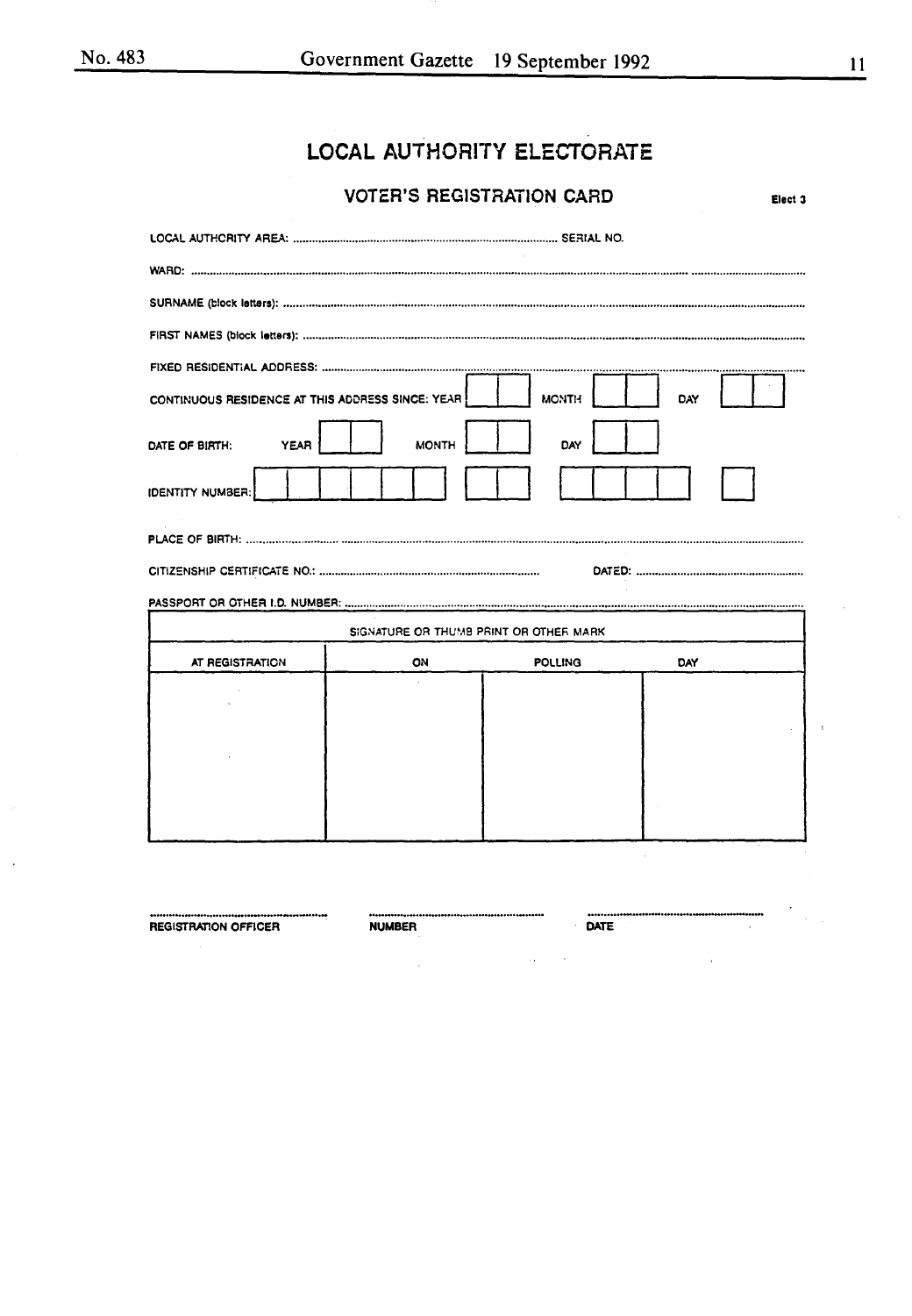# LOCAL AUTHORITY ELECTORATE

## VOTER'S REGISTRATION CARD

Elect 3

LOCAL AUTHORITY AREA: .................................................................................... SERIAL NO.

WARD: ..............................................................................................................................................................

SURNAME (block letters): ..............................................................................................................................

FIRST NAMES (block letters): ........................................................................................................................

FIXED RESIDENTIAL ADDRESS: ...................................................................................................................

CONTINUOUS RESIDENCE AT THIS ADDRESS SINCE: YEAR [ | ] MONTH [ | ] DAY [ | ]

DATE OF BIRTH: YEAR [ | ] MONTH [ | ] DAY [ | ]

IDENTITY NUMBER: [ | | | | | ] [ | ] [ | | | ] [ ]

PLACE OF BIRTH: ..........................................................................................................................................

CITIZENSHIP CERTIFICATE NO.: ........................................................................ DATED: ..........................................................

PASSPORT OR OTHER I.D. NUMBER: ...........................................................................................................

| SIGNATURE OR THUMB PRINT OR OTHER MARK | | | |
|---|---|---|---|
| AT REGISTRATION | ON | POLLING | DAY |
| | | | |

.............................................. .............................................. ..............................................

REGISTRATION OFFICER NUMBER DATE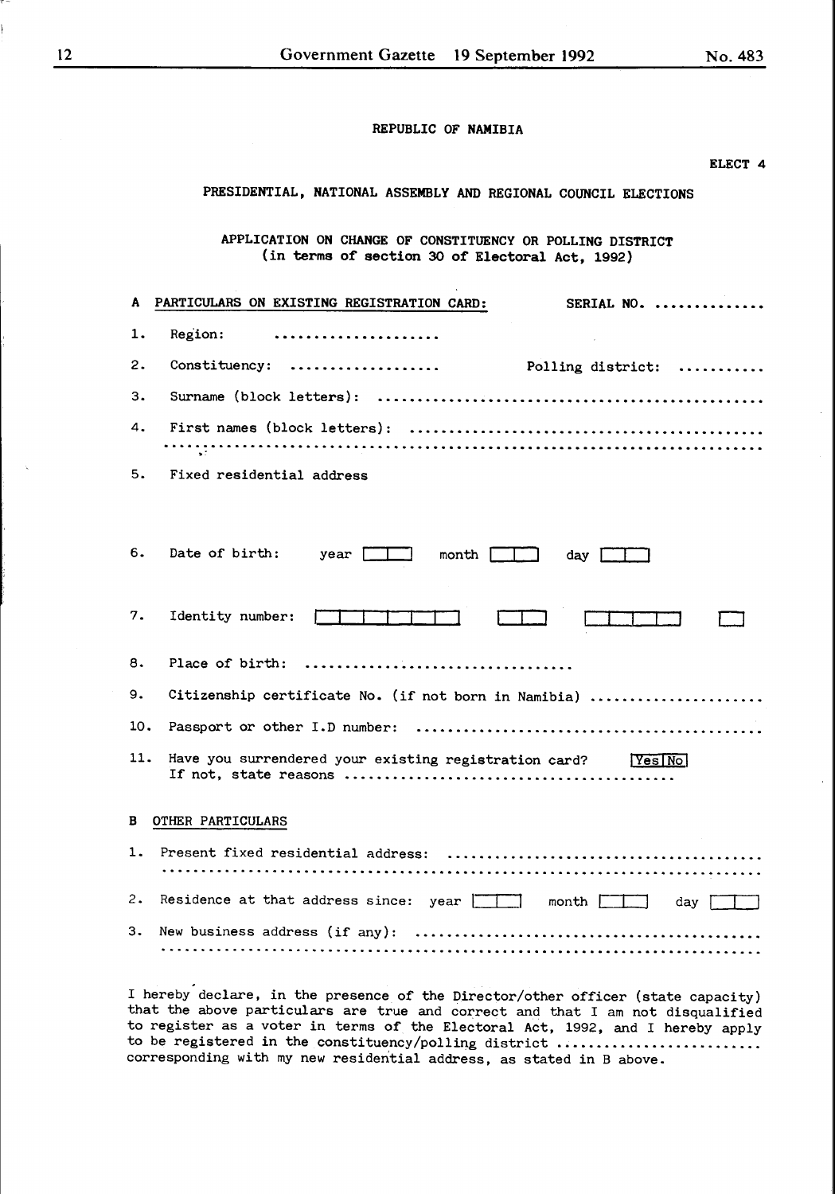REPUBLIC OF NAMIBIA

ELECT 4

PRESIDENTIAL, NATIONAL ASSEMBLY AND REGIONAL COUNCIL ELECTIONS

APPLICATION ON CHANGE OF CONSTITUENCY OR POLLING DISTRICT
(in terms of section 30 of Electoral Act, 1992)

**A PARTICULARS ON EXISTING REGISTRATION CARD:** SERIAL NO. ..............

1. Region: ....................
2. Constituency: .................. Polling district: ..........
3. Surname (block letters): ..............................................
4. First names (block letters): ..........................................
.......................................................................
5. Fixed residential address

6. Date of birth: year [ | ] month [ | ] day [ | ]

7. Identity number: [ | | | | | ] [ | ] [ | | | ] [ ]

8. Place of birth: ................................
9. Citizenship certificate No. (if not born in Namibia) ....................
10. Passport or other I.D number: ..........................................
11. Have you surrendered your existing registration card? [Yes | No]
If not, state reasons ........................................

**B OTHER PARTICULARS**

1. Present fixed residential address: ......................................
.......................................................................
2. Residence at that address since: year [ | ] month [ | ] day [ | ]
3. New business address (if any): ..........................................
.......................................................................

I hereby declare, in the presence of the Director/other officer (state capacity) that the above particulars are true and correct and that I am not disqualified to register as a voter in terms of the Electoral Act, 1992, and I hereby apply to be registered in the constituency/polling district ........................ corresponding with my new residential address, as stated in B above.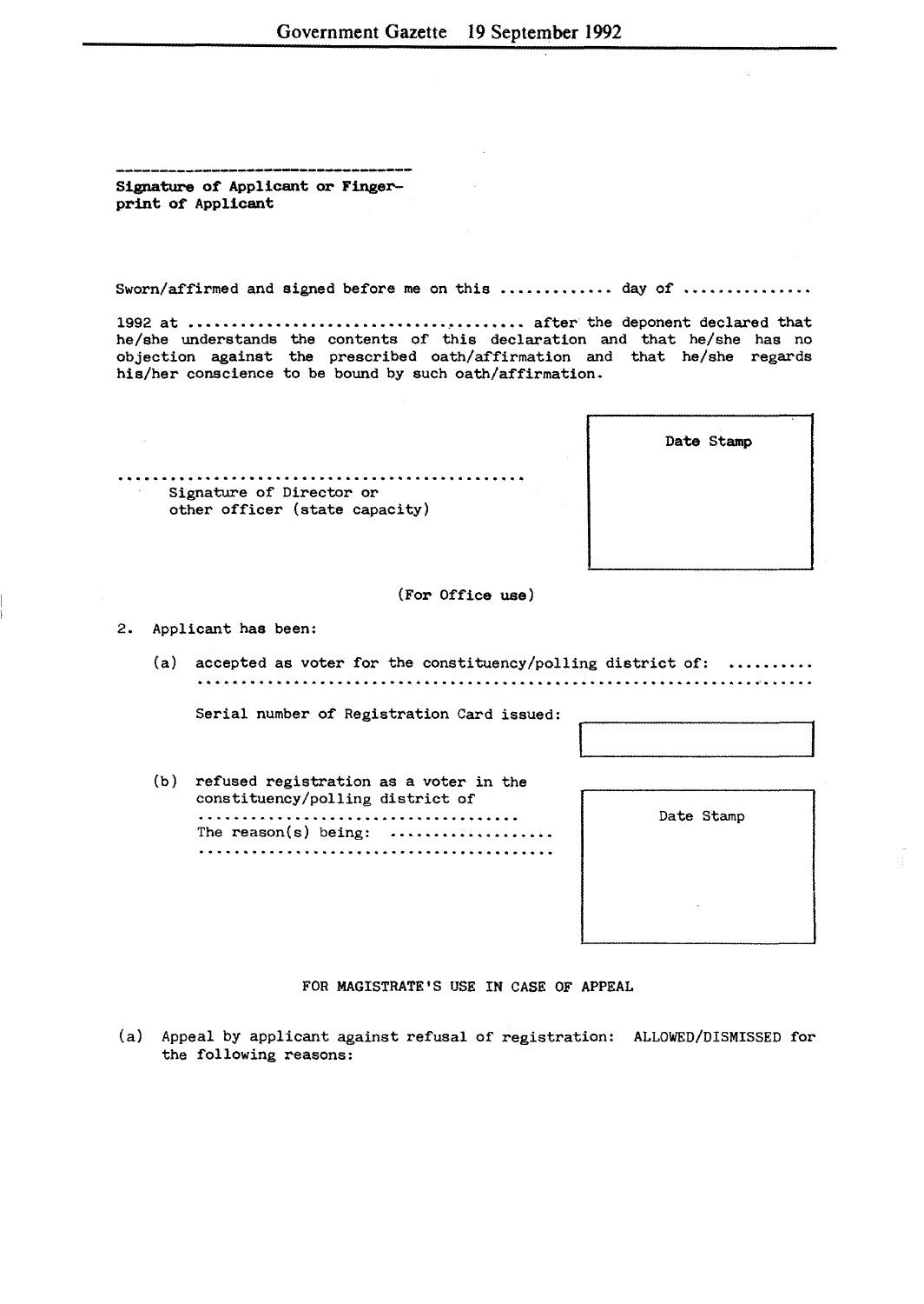-----------------------------------

**Signature of Applicant or Finger-print of Applicant**

Sworn/affirmed and signed before me on this ............. day of ...............

1992 at ....................................... after the deponent declared that he/she understands the contents of this declaration and that he/she has no objection against the prescribed oath/affirmation and that he/she regards his/her conscience to be bound by such oath/affirmation.

.............................................

Signature of Director or other officer (state capacity)

Date Stamp

(For Office use)

2. Applicant has been:

   (a) accepted as voter for the constituency/polling district of: ..........
   .....................................................................

   Serial number of Registration Card issued:

   (b) refused registration as a voter in the constituency/polling district of
   ......................................
   The reason(s) being: ...................
   ..........................................

   Date Stamp

FOR MAGISTRATE'S USE IN CASE OF APPEAL

(a) Appeal by applicant against refusal of registration: ALLOWED/DISMISSED for the following reasons: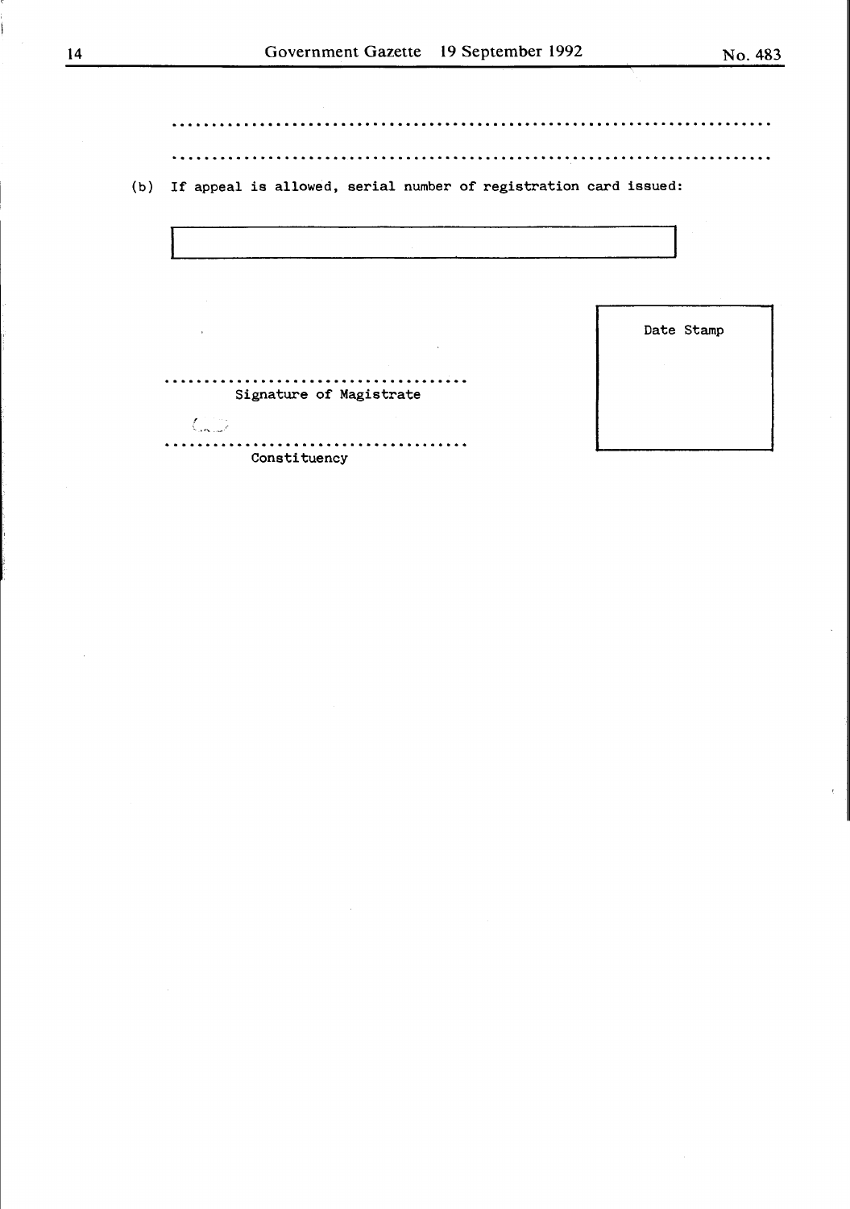.........................................................................

.........................................................................

(b) If appeal is allowed, serial number of registration card issued:

| |
|---|
| |

| |
|---|
| Date Stamp |

.....................................
Signature of Magistrate

.....................................
Constituency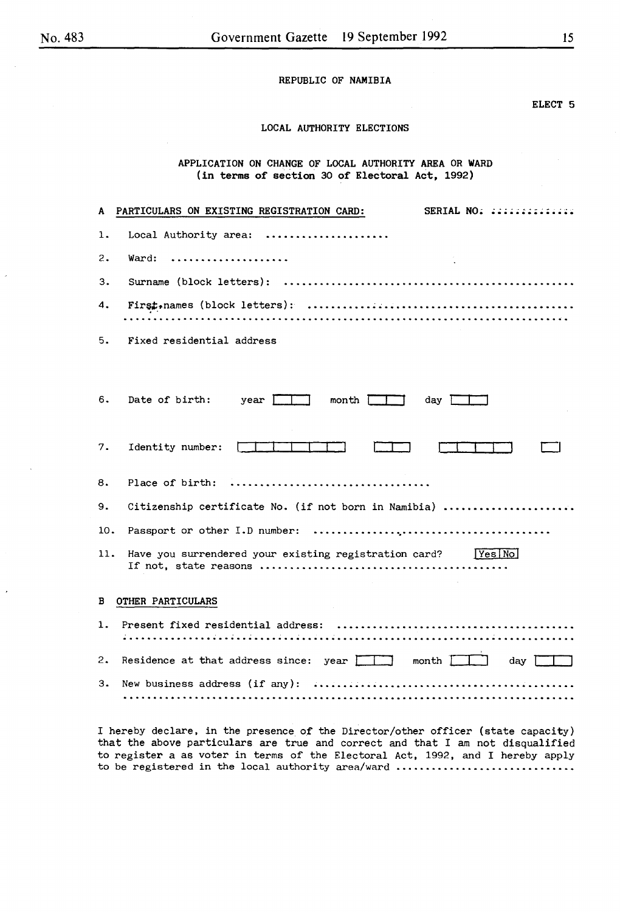REPUBLIC OF NAMIBIA

ELECT 5

LOCAL AUTHORITY ELECTIONS

APPLICATION ON CHANGE OF LOCAL AUTHORITY AREA OR WARD
**(in terms of section 30 of Electoral Act, 1992)**

A PARTICULARS ON EXISTING REGISTRATION CARD: SERIAL NO. ..............

1. Local Authority area: ....................

2. Ward: ....................

3. Surname (block letters): ................................................

4. First names (block letters): ...........................................
.........................................................................

5. Fixed residential address

6. Date of birth: year [ | ] month [ | ] day [ | ]

7. Identity number: [ | | | | | ] [ | ] [ | | | ] [ ]

8. Place of birth: ................................

9. Citizenship certificate No. (if not born in Namibia) ....................

10. Passport or other I.D number: ....................................

11. Have you surrendered your existing registration card? [Yes|No]
If not, state reasons ......................................

B OTHER PARTICULARS

1. Present fixed residential address: ....................................
.........................................................................

2. Residence at that address since: year [ | ] month [ | ] day [ | ]

3. New business address (if any): ........................................
.........................................................................

I hereby declare, in the presence of the Director/other officer (state capacity) that the above particulars are true and correct and that I am not disqualified to register a as voter in terms of the Electoral Act, 1992, and I hereby apply to be registered in the local authority area/ward ..............................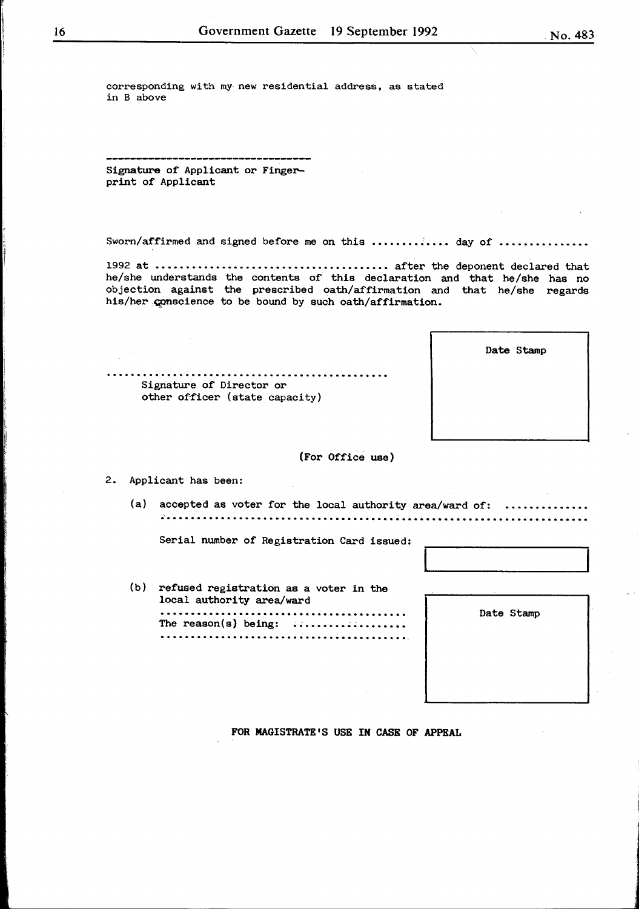corresponding with my new residential address, as stated in B above

---------------------------------

Signature of Applicant or Finger-print of Applicant

Sworn/affirmed and signed before me on this .............. day of ...............

1992 at ........................................ after the deponent declared that he/she understands the contents of this declaration and that he/she has no objection against the prescribed oath/affirmation and that he/she regards his/her conscience to be bound by such oath/affirmation.

..............................................

Signature of Director or other officer (state capacity)

| Date Stamp |
|---|
| |

**(For Office use)**

2. Applicant has been:

   (a) accepted as voter for the local authority area/ward of: ..............
   .........................................................................

   Serial number of Registration Card issued:

   (b) refused registration as a voter in the local authority area/ward
   ..........................................
   The reason(s) being: ...................
   ..........................................

| Date Stamp |
|---|
| |

**FOR MAGISTRATE'S USE IN CASE OF APPEAL**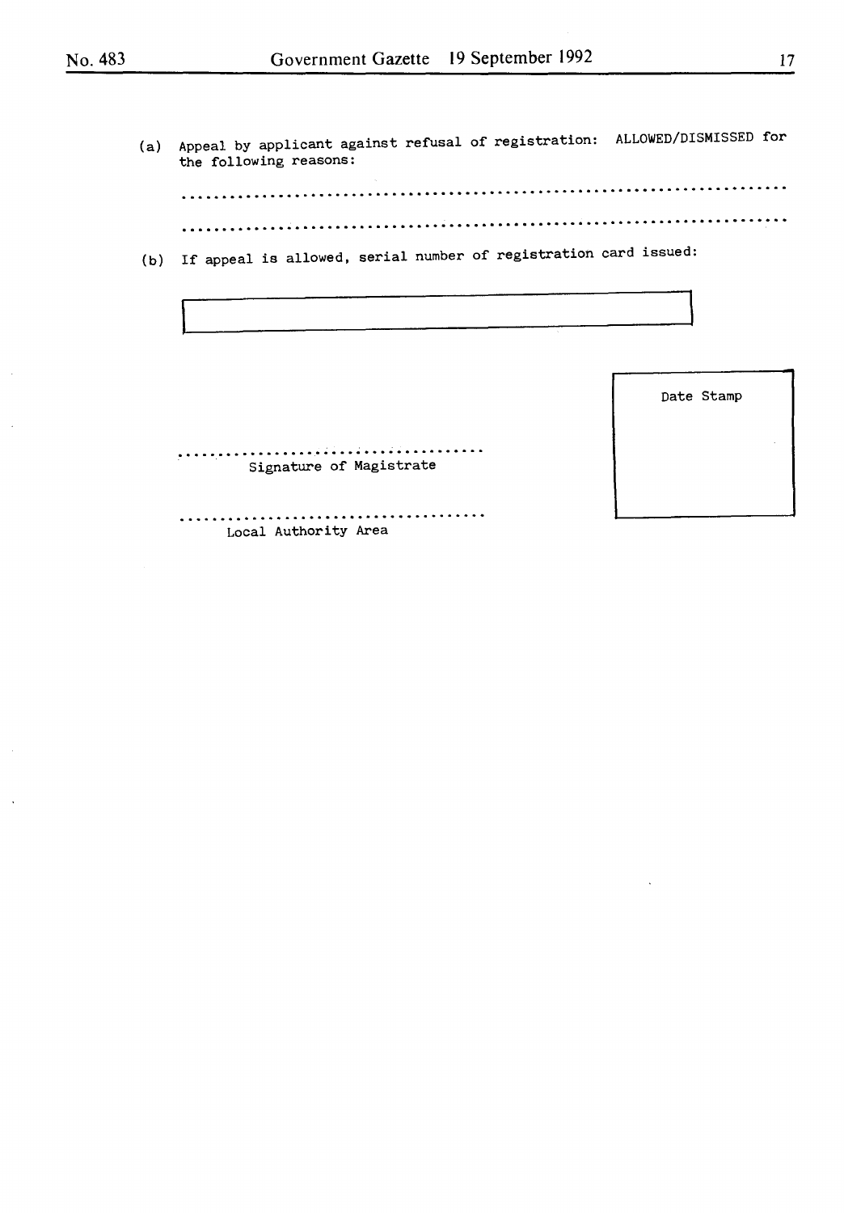(a) Appeal by applicant against refusal of registration: ALLOWED/DISMISSED for the following reasons:

..........................................................................

..........................................................................

(b) If appeal is allowed, serial number of registration card issued:

| |
|---|
| |

| Date Stamp |
|---|
| |

......................................

Signature of Magistrate

......................................

Local Authority Area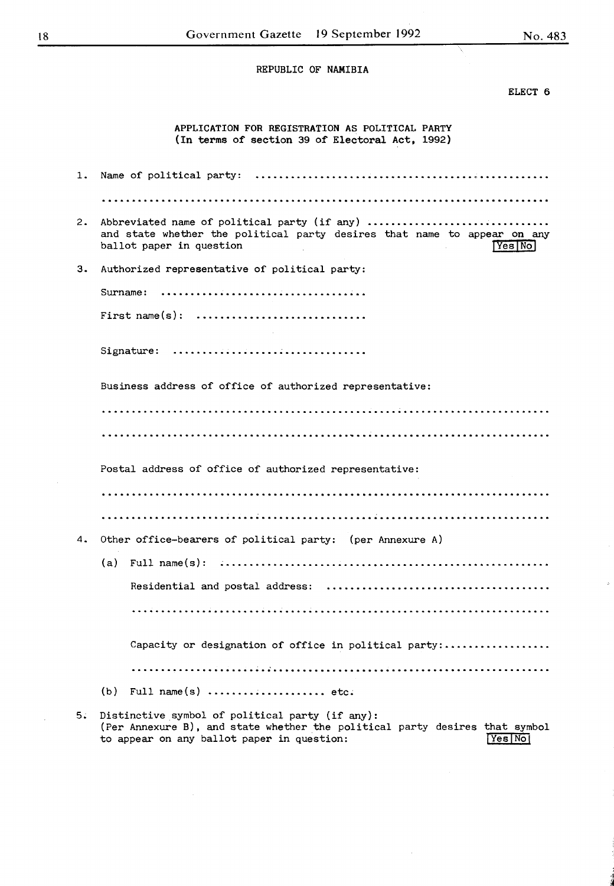REPUBLIC OF NAMIBIA

ELECT 6

## APPLICATION FOR REGISTRATION AS POLITICAL PARTY
**(In terms of section 39 of Electoral Act, 1992)**

1. Name of political party: ..................................................

   ..........................................................................

2. Abbreviated name of political party (if any) .............................
   and state whether the political party desires that name to appear on any ballot paper in question [Yes|No]

3. Authorized representative of political party:

   Surname: ..................................

   First name(s): ............................

   Signature: ................................

   Business address of office of authorized representative:

   ..........................................................................

   ..........................................................................

   Postal address of office of authorized representative:

   ..........................................................................

   ..........................................................................

4. Other office-bearers of political party: (per Annexure A)

   (a) Full name(s): ......................................................

   Residential and postal address: ....................................

   ..................................................................

   Capacity or designation of office in political party:..................

   ..................................................................

   (b) Full name(s) .................... etc.

5. Distinctive symbol of political party (if any):
   (Per Annexure B), and state whether the political party desires that symbol to appear on any ballot paper in question: [Yes|No]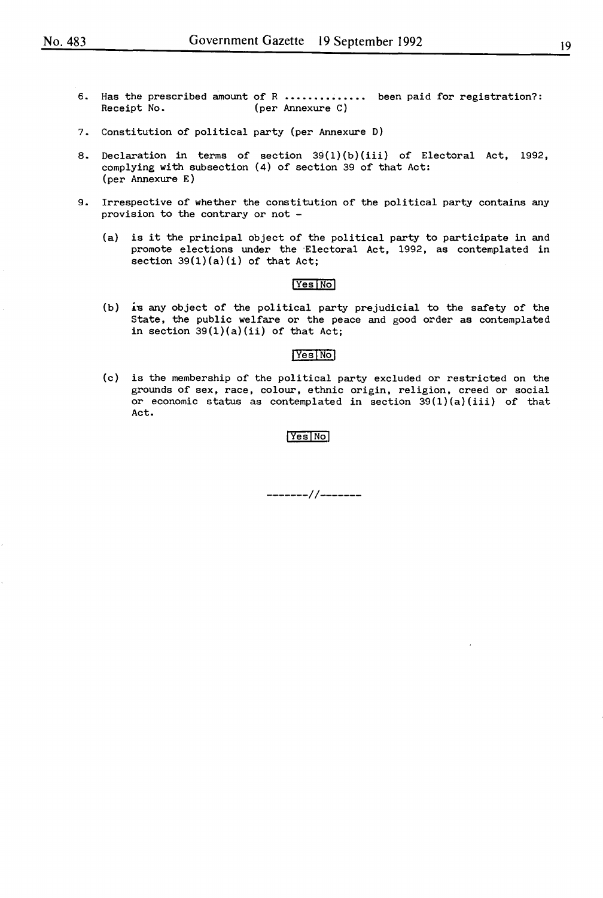6. Has the prescribed amount of R .............. been paid for registration?:
   Receipt No. (per Annexure C)

7. Constitution of political party (per Annexure D)

8. Declaration in terms of section 39(1)(b)(iii) of Electoral Act, 1992, complying with subsection (4) of section 39 of that Act:
   (per Annexure E)

9. Irrespective of whether the constitution of the political party contains any provision to the contrary or not -

   (a) is it the principal object of the political party to participate in and promote elections under the Electoral Act, 1992, as contemplated in section 39(1)(a)(i) of that Act;

   | Yes | No |
   |---|---|

   (b) is any object of the political party prejudicial to the safety of the State, the public welfare or the peace and good order as contemplated in section 39(1)(a)(ii) of that Act;

   | Yes | No |
   |---|---|

   (c) is the membership of the political party excluded or restricted on the grounds of sex, race, colour, ethnic origin, religion, creed or social or economic status as contemplated in section 39(1)(a)(iii) of that Act.

   | Yes | No |
   |---|---|

--------//--------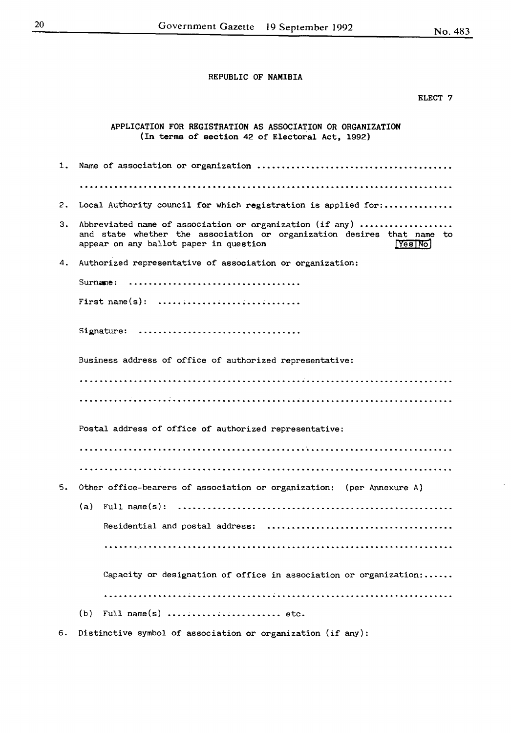REPUBLIC OF NAMIBIA

ELECT 7

## APPLICATION FOR REGISTRATION AS ASSOCIATION OR ORGANIZATION

(In terms of section 42 of Electoral Act, 1992)

1. Name of association or organization ........................................

   ..........................................................................

2. Local Authority council for which registration is applied for:..............

3. Abbreviated name of association or organization (if any) .................. and state whether the association or organization desires that name to appear on any ballot paper in question [Yes|No]

4. Authorized representative of association or organization:

   Surname: ...................................

   First name(s): ............................

   Signature: .................................

   Business address of office of authorized representative:

   ..........................................................................

   ..........................................................................

   Postal address of office of authorized representative:

   ..........................................................................

   ..........................................................................

5. Other office-bearers of association or organization: (per Annexure A)

   (a) Full name(s): ........................................................

   Residential and postal address: ......................................

   ..........................................................................

   Capacity or designation of office in association or organization:......

   ..........................................................................

   (b) Full name(s) ...................... etc.

6. Distinctive symbol of association or organization (if any):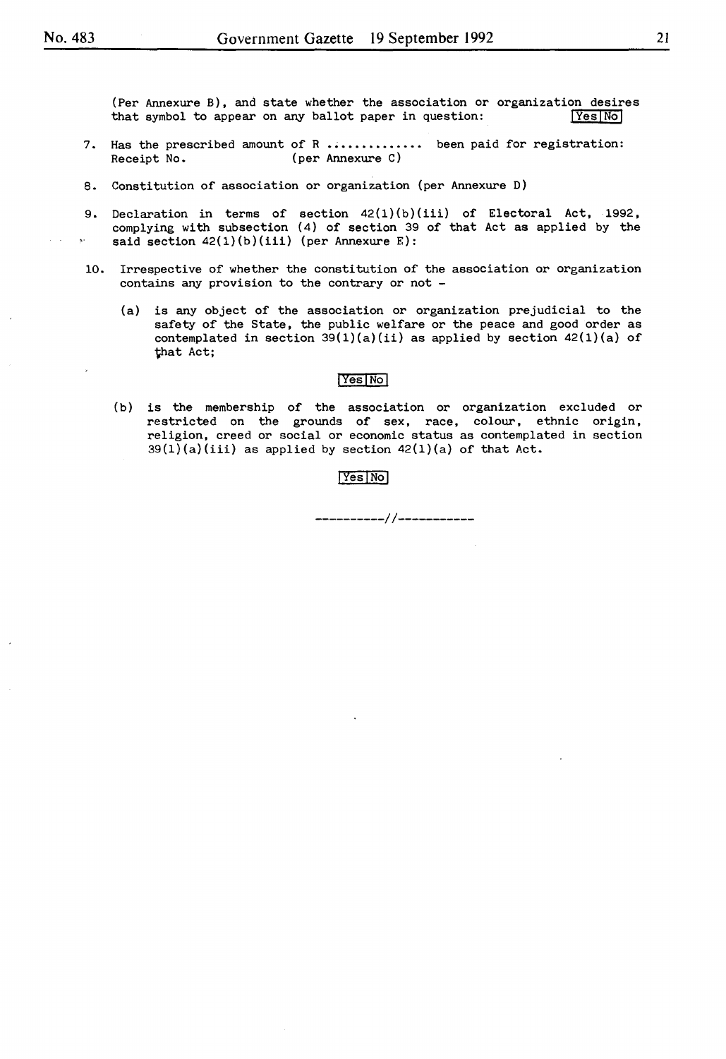(Per Annexure B), and state whether the association or organization desires that symbol to appear on any ballot paper in question: Yes | No

7. Has the prescribed amount of R .............. been paid for registration: Receipt No. (per Annexure C)

8. Constitution of association or organization (per Annexure D)

9. Declaration in terms of section 42(1)(b)(iii) of Electoral Act, 1992, complying with subsection (4) of section 39 of that Act as applied by the said section 42(1)(b)(iii) (per Annexure E):

10. Irrespective of whether the constitution of the association or organization contains any provision to the contrary or not -

    (a) is any object of the association or organization prejudicial to the safety of the State, the public welfare or the peace and good order as contemplated in section 39(1)(a)(ii) as applied by section 42(1)(a) of that Act;

    Yes | No

    (b) is the membership of the association or organization excluded or restricted on the grounds of sex, race, colour, ethnic origin, religion, creed or social or economic status as contemplated in section 39(1)(a)(iii) as applied by section 42(1)(a) of that Act.

    Yes | No

-----------//-----------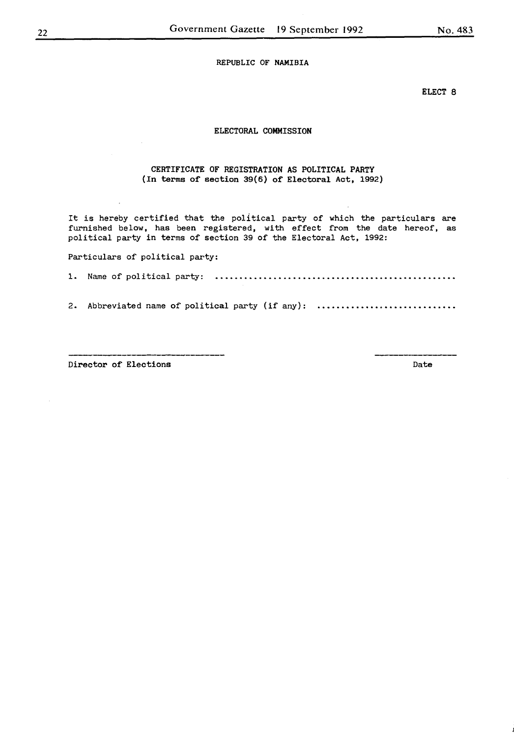REPUBLIC OF NAMIBIA

ELECT 8

ELECTORAL COMMISSION

CERTIFICATE OF REGISTRATION AS POLITICAL PARTY
(In terms of section 39(6) of Electoral Act, 1992)

It is hereby certified that the political party of which the particulars are furnished below, has been registered, with effect from the date hereof, as political party in terms of section 39 of the Electoral Act, 1992:

Particulars of political party:

1. Name of political party: ....................................................

2. Abbreviated name of political party (if any): .............................

\_\_\_\_\_\_\_\_\_\_\_\_\_\_\_\_\_\_\_\_\_\_\_\_\_\_\_\_\_\_\_\_ \_\_\_\_\_\_\_\_\_\_\_\_\_\_\_\_

Director of Elections Date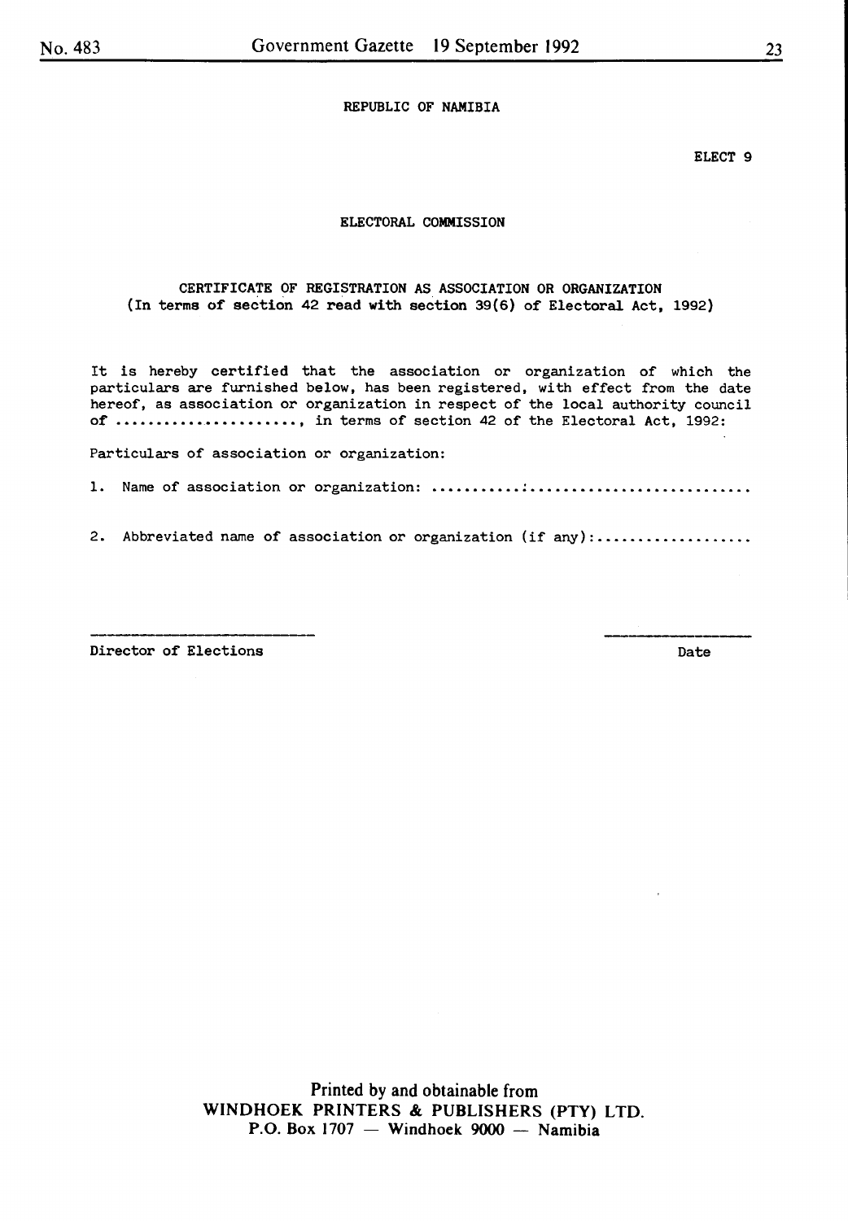REPUBLIC OF NAMIBIA

ELECT 9

ELECTORAL COMMISSION

CERTIFICATE OF REGISTRATION AS ASSOCIATION OR ORGANIZATION
(In terms of section 42 read with section 39(6) of Electoral Act, 1992)

It is hereby certified that the association or organization of which the particulars are furnished below, has been registered, with effect from the date hereof, as association or organization in respect of the local authority council of ......................, in terms of section 42 of the Electoral Act, 1992:

Particulars of association or organization:

1. Name of association or organization: ..........:............................

2. Abbreviated name of association or organization (if any):..................

Director of Elections

Date

Printed by and obtainable from
WINDHOEK PRINTERS & PUBLISHERS (PTY) LTD.
P.O. Box 1707 — Windhoek 9000 — Namibia